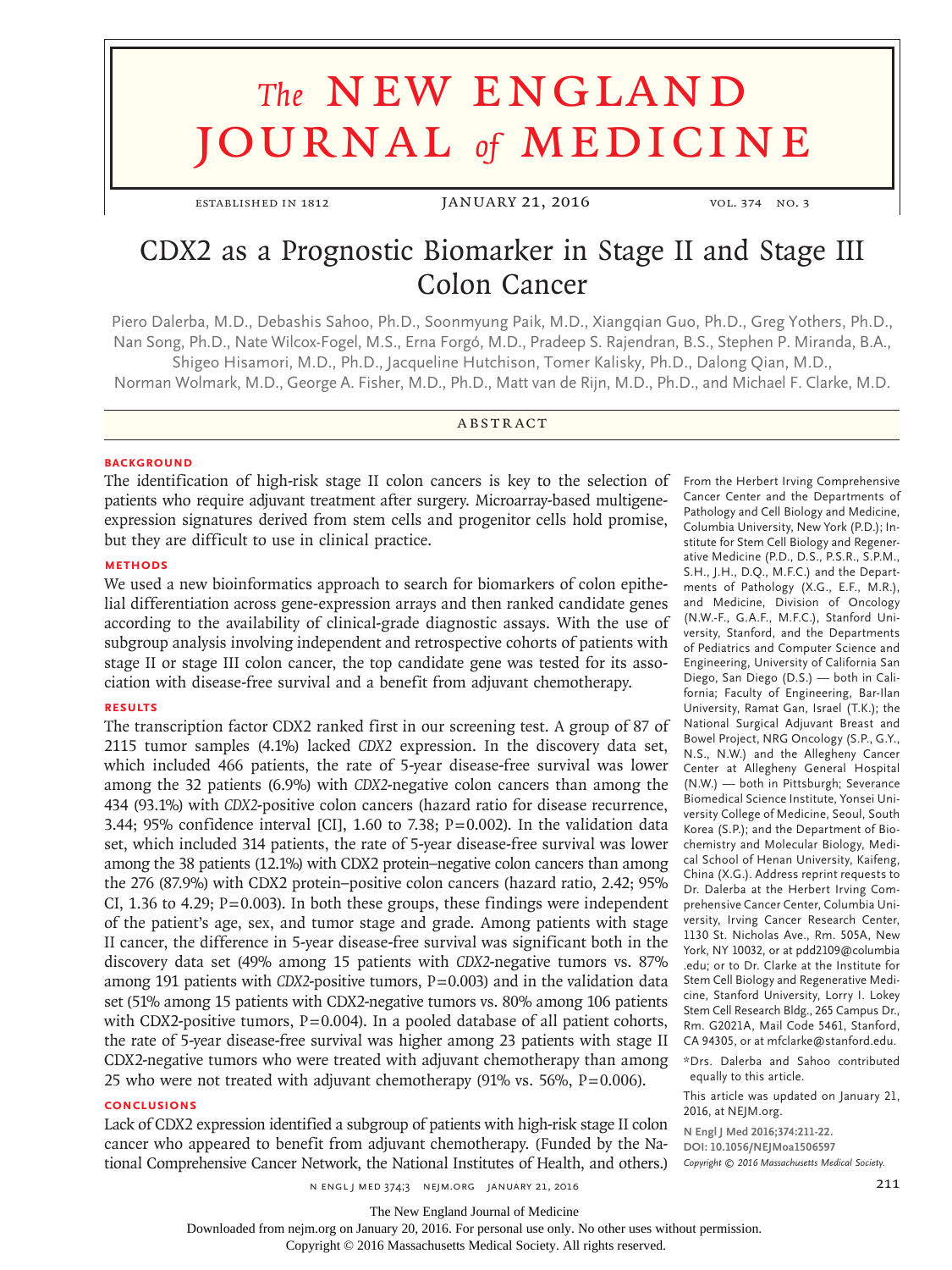# CDX2 as a Prognostic Biomarker in Stage II and Stage III Colon Cancer

Piero Dalerba, M.D., Debashis Sahoo, Ph.D., Soonmyung Paik, M.D., Xiangqian Guo, Ph.D., Greg Yothers, Ph.D., Nan Song, Ph.D., Nate Wilcox-Fogel, M.S., Erna Forgó, M.D., Pradeep S. Rajendran, B.S., Stephen P. Miranda, B.A., Shigeo Hisamori, M.D., Ph.D., Jacqueline Hutchison, Tomer Kalisky, Ph.D., Dalong Qian, M.D., Norman Wolmark, M.D., George A. Fisher, M.D., Ph.D., Matt van de Rijn, M.D., Ph.D., and Michael F. Clarke, M.D.

## ABSTRACT

### BACKGROUND

The identification of high-risk stage II colon cancers is key to the selection of patients who require adjuvant treatment after surgery. Microarray-based multigene-expression signatures derived from stem cells and progenitor cells hold promise, but they are difficult to use in clinical practice.

### METHODS

We used a new bioinformatics approach to search for biomarkers of colon epithelial differentiation across gene-expression arrays and then ranked candidate genes according to the availability of clinical-grade diagnostic assays. With the use of subgroup analysis involving independent and retrospective cohorts of patients with stage II or stage III colon cancer, the top candidate gene was tested for its association with disease-free survival and a benefit from adjuvant chemotherapy.

### RESULTS

The transcription factor CDX2 ranked first in our screening test. A group of 87 of 2115 tumor samples (4.1%) lacked *CDX2* expression. In the discovery data set, which included 466 patients, the rate of 5-year disease-free survival was lower among the 32 patients (6.9%) with *CDX2*-negative colon cancers than among the 434 (93.1%) with *CDX2*-positive colon cancers (hazard ratio for disease recurrence, 3.44; 95% confidence interval [CI], 1.60 to 7.38; P=0.002). In the validation data set, which included 314 patients, the rate of 5-year disease-free survival was lower among the 38 patients (12.1%) with CDX2 protein–negative colon cancers than among the 276 (87.9%) with CDX2 protein–positive colon cancers (hazard ratio, 2.42; 95% CI, 1.36 to 4.29; P=0.003). In both these groups, these findings were independent of the patient's age, sex, and tumor stage and grade. Among patients with stage II cancer, the difference in 5-year disease-free survival was significant both in the discovery data set (49% among 15 patients with *CDX2*-negative tumors vs. 87% among 191 patients with *CDX2*-positive tumors, P=0.003) and in the validation data set (51% among 15 patients with CDX2-negative tumors vs. 80% among 106 patients with CDX2-positive tumors, P=0.004). In a pooled database of all patient cohorts, the rate of 5-year disease-free survival was higher among 23 patients with stage II CDX2-negative tumors who were treated with adjuvant chemotherapy than among 25 who were not treated with adjuvant chemotherapy (91% vs. 56%, P=0.006).

### CONCLUSIONS

Lack of CDX2 expression identified a subgroup of patients with high-risk stage II colon cancer who appeared to benefit from adjuvant chemotherapy. (Funded by the National Comprehensive Cancer Network, the National Institutes of Health, and others.)

From the Herbert Irving Comprehensive Cancer Center and the Departments of Pathology and Cell Biology and Medicine, Columbia University, New York (P.D.); Institute for Stem Cell Biology and Regenerative Medicine (P.D., D.S., P.S.R., S.P.M., S.H., J.H., D.Q., M.F.C.) and the Departments of Pathology (X.G., E.F., M.R.), and Medicine, Division of Oncology (N.W.-F., G.A.F., M.F.C.), Stanford University, Stanford, and the Departments of Pediatrics and Computer Science and Engineering, University of California San Diego, San Diego (D.S.) — both in California; Faculty of Engineering, Bar-Ilan University, Ramat Gan, Israel (T.K.); the National Surgical Adjuvant Breast and Bowel Project, NRG Oncology (S.P., G.Y., N.S., N.W.) and the Allegheny Cancer Center at Allegheny General Hospital (N.W.) — both in Pittsburgh; Severance Biomedical Science Institute, Yonsei University College of Medicine, Seoul, South Korea (S.P.); and the Department of Biochemistry and Molecular Biology, Medical School of Henan University, Kaifeng, China (X.G.). Address reprint requests to Dr. Dalerba at the Herbert Irving Comprehensive Cancer Center, Columbia University, Irving Cancer Research Center, 1130 St. Nicholas Ave., Rm. 505A, New York, NY 10032, or at pdd2109@columbia.edu; or to Dr. Clarke at the Institute for Stem Cell Biology and Regenerative Medicine, Stanford University, Lorry I. Lokey Stem Cell Research Bldg., 265 Campus Dr., Rm. G2021A, Mail Code 5461, Stanford, CA 94305, or at mfclarke@stanford.edu.

*Drs. Dalerba and Sahoo contributed equally to this article.

This article was updated on January 21, 2016, at NEJM.org.

**N Engl J Med 2016;374:211-22.**
**DOI: 10.1056/NEJMoa1506597**
*Copyright © 2016 Massachusetts Medical Society.*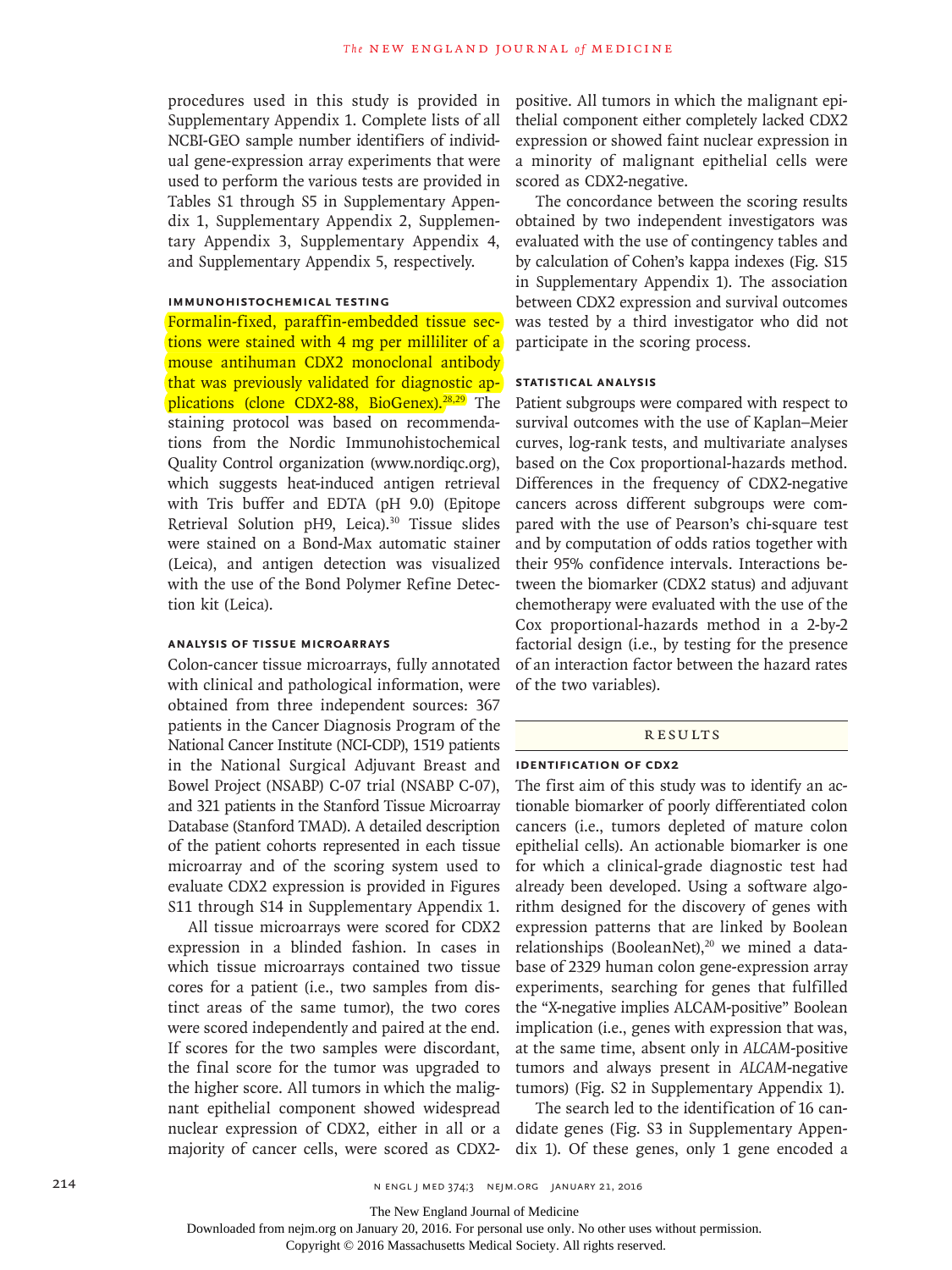procedures used in this study is provided in Supplementary Appendix 1. Complete lists of all NCBI-GEO sample number identifiers of individual gene-expression array experiments that were used to perform the various tests are provided in Tables S1 through S5 in Supplementary Appendix 1, Supplementary Appendix 2, Supplementary Appendix 3, Supplementary Appendix 4, and Supplementary Appendix 5, respectively.

### Immunohistochemical Testing

Formalin-fixed, paraffin-embedded tissue sections were stained with 4 mg per milliliter of a mouse antihuman CDX2 monoclonal antibody that was previously validated for diagnostic applications (clone CDX2-88, BioGenex).[28,29] The staining protocol was based on recommendations from the Nordic Immunohistochemical Quality Control organization (www.nordiqc.org), which suggests heat-induced antigen retrieval with Tris buffer and EDTA (pH 9.0) (Epitope Retrieval Solution pH9, Leica).[30] Tissue slides were stained on a Bond-Max automatic stainer (Leica), and antigen detection was visualized with the use of the Bond Polymer Refine Detection kit (Leica).

### Analysis of Tissue Microarrays

Colon-cancer tissue microarrays, fully annotated with clinical and pathological information, were obtained from three independent sources: 367 patients in the Cancer Diagnosis Program of the National Cancer Institute (NCI-CDP), 1519 patients in the National Surgical Adjuvant Breast and Bowel Project (NSABP) C-07 trial (NSABP C-07), and 321 patients in the Stanford Tissue Microarray Database (Stanford TMAD). A detailed description of the patient cohorts represented in each tissue microarray and of the scoring system used to evaluate CDX2 expression is provided in Figures S11 through S14 in Supplementary Appendix 1.

All tissue microarrays were scored for CDX2 expression in a blinded fashion. In cases in which tissue microarrays contained two tissue cores for a patient (i.e., two samples from distinct areas of the same tumor), the two cores were scored independently and paired at the end. If scores for the two samples were discordant, the final score for the tumor was upgraded to the higher score. All tumors in which the malignant epithelial component showed widespread nuclear expression of CDX2, either in all or a majority of cancer cells, were scored as CDX2-positive. All tumors in which the malignant epithelial component either completely lacked CDX2 expression or showed faint nuclear expression in a minority of malignant epithelial cells were scored as CDX2-negative.

The concordance between the scoring results obtained by two independent investigators was evaluated with the use of contingency tables and by calculation of Cohen's kappa indexes (Fig. S15 in Supplementary Appendix 1). The association between CDX2 expression and survival outcomes was tested by a third investigator who did not participate in the scoring process.

### Statistical Analysis

Patient subgroups were compared with respect to survival outcomes with the use of Kaplan–Meier curves, log-rank tests, and multivariate analyses based on the Cox proportional-hazards method. Differences in the frequency of CDX2-negative cancers across different subgroups were compared with the use of Pearson's chi-square test and by computation of odds ratios together with their 95% confidence intervals. Interactions between the biomarker (CDX2 status) and adjuvant chemotherapy were evaluated with the use of the Cox proportional-hazards method in a 2-by-2 factorial design (i.e., by testing for the presence of an interaction factor between the hazard rates of the two variables).

## Results

### Identification of CDX2

The first aim of this study was to identify an actionable biomarker of poorly differentiated colon cancers (i.e., tumors depleted of mature colon epithelial cells). An actionable biomarker is one for which a clinical-grade diagnostic test had already been developed. Using a software algorithm designed for the discovery of genes with expression patterns that are linked by Boolean relationships (BooleanNet),[20] we mined a database of 2329 human colon gene-expression array experiments, searching for genes that fulfilled the "X-negative implies ALCAM-positive" Boolean implication (i.e., genes with expression that was, at the same time, absent only in *ALCAM*-positive tumors and always present in *ALCAM*-negative tumors) (Fig. S2 in Supplementary Appendix 1).

The search led to the identification of 16 candidate genes (Fig. S3 in Supplementary Appendix 1). Of these genes, only 1 gene encoded a